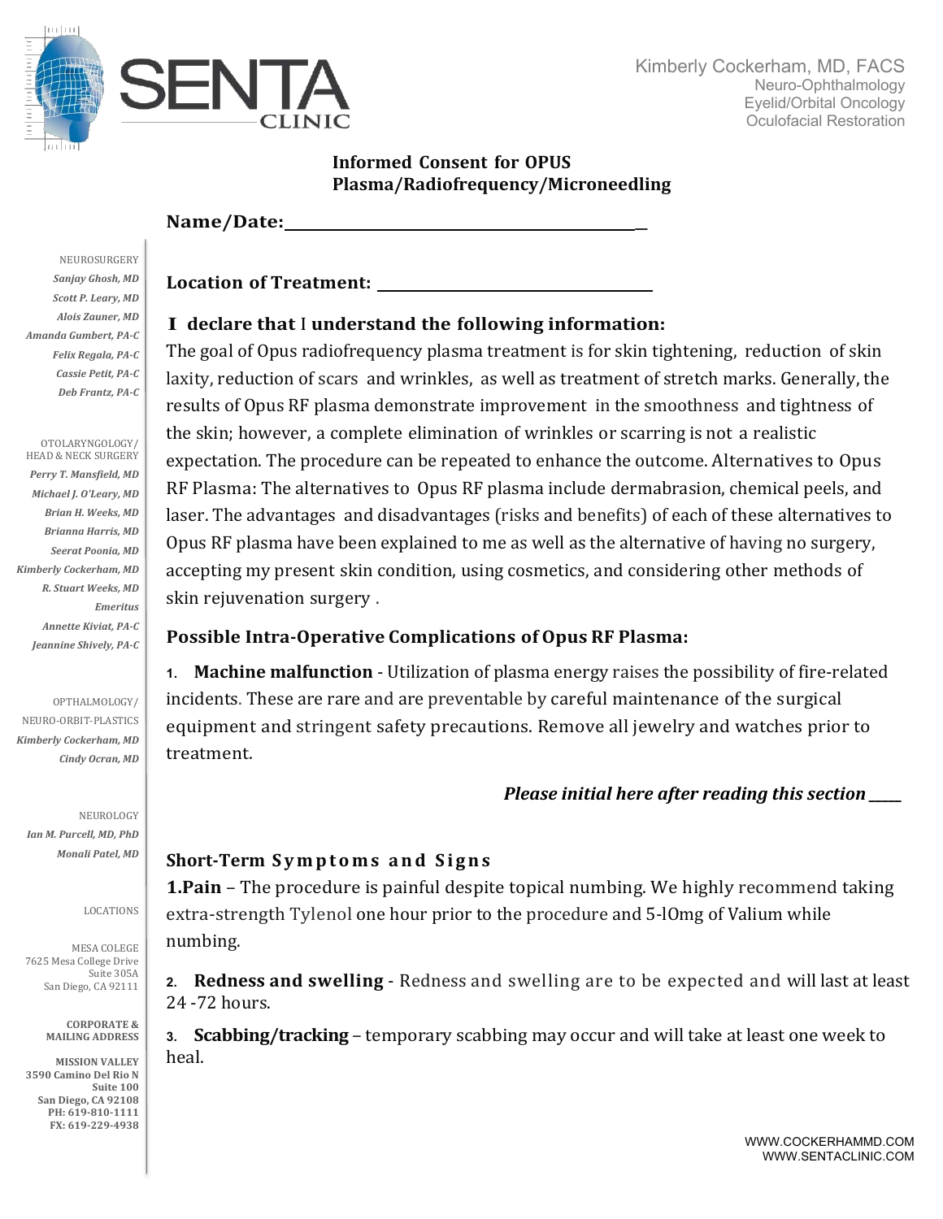# SENTA CLINIC

Kimberly Cockerham, MD, FACS
Neuro-Ophthalmology
Eyelid/Orbital Oncology
Oculofacial Restoration

## Informed Consent for OPUS Plasma/Radiofrequency/Microneedling

**Name/Date:**_______________________________________________

**Location of Treatment:** ___________________________________

### I declare that I understand the following information:

The goal of Opus radiofrequency plasma treatment is for skin tightening, reduction of skin laxity, reduction of scars and wrinkles, as well as treatment of stretch marks. Generally, the results of Opus RF plasma demonstrate improvement in the smoothness and tightness of the skin; however, a complete elimination of wrinkles or scarring is not a realistic expectation. The procedure can be repeated to enhance the outcome. Alternatives to Opus RF Plasma: The alternatives to Opus RF plasma include dermabrasion, chemical peels, and laser. The advantages and disadvantages (risks and benefits) of each of these alternatives to Opus RF plasma have been explained to me as well as the alternative of having no surgery, accepting my present skin condition, using cosmetics, and considering other methods of skin rejuvenation surgery .

### Possible Intra-Operative Complications of Opus RF Plasma:

1. **Machine malfunction** - Utilization of plasma energy raises the possibility of fire-related incidents. These are rare and are preventable by careful maintenance of the surgical equipment and stringent safety precautions. Remove all jewelry and watches prior to treatment.

***Please initial here after reading this section ____***

### Short-Term Symptoms and Signs

**1.Pain** – The procedure is painful despite topical numbing. We highly recommend taking extra-strength Tylenol one hour prior to the procedure and 5-10mg of Valium while numbing.

2. **Redness and swelling** - Redness and swelling are to be expected and will last at least 24 -72 hours.

3. **Scabbing/tracking** – temporary scabbing may occur and will take at least one week to heal.

NEUROSURGERY
*Sanjay Ghosh, MD*
*Scott P. Leary, MD*
*Alois Zauner, MD*
*Amanda Gumbert, PA-C*
*Felix Regala, PA-C*
*Cassie Petit, PA-C*
*Deb Frantz, PA-C*

OTOLARYNGOLOGY/ HEAD & NECK SURGERY
*Perry T. Mansfield, MD*
*Michael J. O'Leary, MD*
*Brian H. Weeks, MD*
*Brianna Harris, MD*
*Seerat Poonia, MD*
*Kimberly Cockerham, MD*
*R. Stuart Weeks, MD*
*Emeritus*
*Annette Kiviat, PA-C*
*Jeannine Shively, PA-C*

OPTHALMOLOGY/ NEURO-ORBIT-PLASTICS
*Kimberly Cockerham, MD*
*Cindy Ocran, MD*

NEUROLOGY
*Ian M. Purcell, MD, PhD*
*Monali Patel, MD*

LOCATIONS

MESA COLLEGE
7625 Mesa College Drive
Suite 305A
San Diego, CA 92111

**CORPORATE & MAILING ADDRESS**

**MISSION VALLEY**
**3590 Camino Del Rio N**
**Suite 100**
**San Diego, CA 92108**
**PH: 619-810-1111**
**FX: 619-229-4938**

WWW.COCKERHAMMD.COM
WWW.SENTACLINIC.COM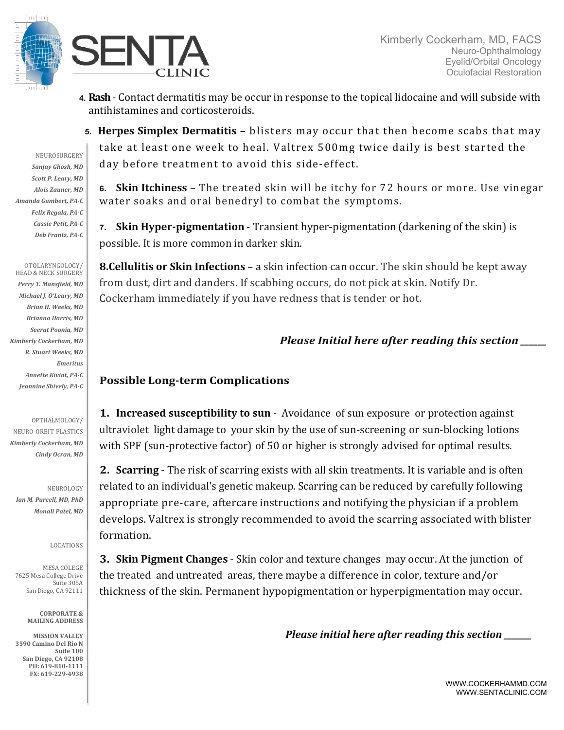4. **Rash** - Contact dermatitis may be occur in response to the topical lidocaine and will subside with antihistamines and corticosteroids.

5. **Herpes Simplex Dermatitis –** blisters may occur that then become scabs that may take at least one week to heal. Valtrex 500mg twice daily is best started the day before treatment to avoid this side-effect.

6. **Skin Itchiness** – The treated skin will be itchy for 72 hours or more. Use vinegar water soaks and oral benedryl to combat the symptoms.

7. **Skin Hyper-pigmentation** - Transient hyper-pigmentation (darkening of the skin) is possible. It is more common in darker skin.

**8.Cellulitis or Skin Infections** – a skin infection can occur. The skin should be kept away from dust, dirt and danders. If scabbing occurs, do not pick at skin. Notify Dr. Cockerham immediately if you have redness that is tender or hot.

***Please Initial here after reading this section ______***

### Possible Long-term Complications

**1. Increased susceptibility to sun** - Avoidance of sun exposure or protection against ultraviolet light damage to your skin by the use of sun-screening or sun-blocking lotions with SPF (sun-protective factor) of 50 or higher is strongly advised for optimal results.

**2. Scarring** - The risk of scarring exists with all skin treatments. It is variable and is often related to an individual's genetic makeup. Scarring can be reduced by carefully following appropriate pre-care, aftercare instructions and notifying the physician if a problem develops. Valtrex is strongly recommended to avoid the scarring associated with blister formation.

**3. Skin Pigment Changes** - Skin color and texture changes may occur. At the junction of the treated and untreated areas, there maybe a difference in color, texture and/or thickness of the skin. Permanent hypopigmentation or hyperpigmentation may occur.

***Please initial here after reading this section ______***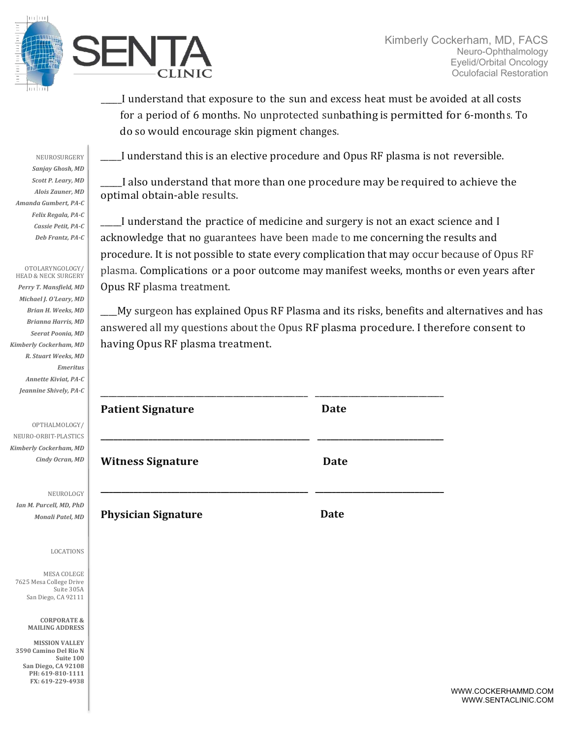SENTA CLINIC

Kimberly Cockerham, MD, FACS
Neuro-Ophthalmology
Eyelid/Orbital Oncology
Oculofacial Restoration

NEUROSURGERY
*Sanjay Ghosh, MD*
*Scott P. Leary, MD*
*Alois Zauner, MD*
*Amanda Gumbert, PA-C*
*Felix Regala, PA-C*
*Cassie Petit, PA-C*
*Deb Frantz, PA-C*

OTOLARYNGOLOGY/
HEAD & NECK SURGERY
*Perry T. Mansfield, MD*
*Michael J. O'Leary, MD*
*Brian H. Weeks, MD*
*Brianna Harris, MD*
*Seerat Poonia, MD*
*Kimberly Cockerham, MD*
*R. Stuart Weeks, MD*
*Emeritus*
*Annette Kiviat, PA-C*
*Jeannine Shively, PA-C*

OPTHALMOLOGY/
NEURO-ORBIT-PLASTICS
*Kimberly Cockerham, MD*
*Cindy Ocran, MD*

NEUROLOGY
*Ian M. Purcell, MD, PhD*
*Monali Patel, MD*

LOCATIONS

MESA COLEGE
7625 Mesa College Drive
Suite 305A
San Diego, CA 92111

**CORPORATE & MAILING ADDRESS**

**MISSION VALLEY**
**3590 Camino Del Rio N**
**Suite 100**
**San Diego, CA 92108**
**PH: 619-810-1111**
**FX: 619-229-4938**

____I understand that exposure to the sun and excess heat must be avoided at all costs for a period of 6 months. No unprotected sunbathing is permitted for 6-months. To do so would encourage skin pigment changes.

____I understand this is an elective procedure and Opus RF plasma is not reversible.

____I also understand that more than one procedure may be required to achieve the optimal obtain-able results.

____I understand the practice of medicine and surgery is not an exact science and I acknowledge that no guarantees have been made to me concerning the results and procedure. It is not possible to state every complication that may occur because of Opus RF plasma. Complications or a poor outcome may manifest weeks, months or even years after Opus RF plasma treatment.

___My surgeon has explained Opus RF Plasma and its risks, benefits and alternatives and has answered all my questions about the Opus RF plasma procedure. I therefore consent to having Opus RF plasma treatment.

______________________________ ____________________

**Patient Signature** **Date**

______________________________ ____________________

**Witness Signature** **Date**

______________________________ ____________________

**Physician Signature** **Date**

WWW.COCKERHAMMD.COM
WWW.SENTACLINIC.COM